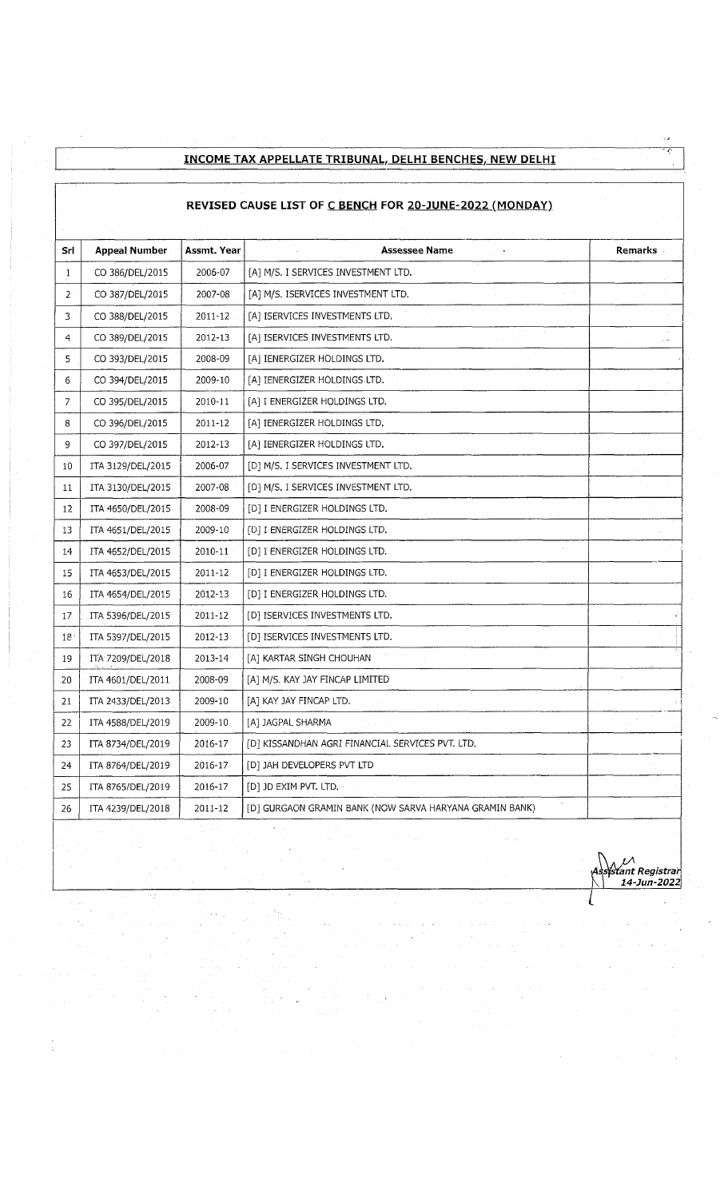# INCOME TAX APPELLATE TRIBUNAL, DELHI BENCHES, NEW DELHI

## REVISED CAUSE LIST OF C BENCH FOR 20-JUNE-2022 (MONDAY)

| Srl | Appeal Number | Assmt. Year | Assessee Name | Remarks |
|---|---|---|---|---|
| 1 | CO 386/DEL/2015 | 2006-07 | [A] M/S. I SERVICES INVESTMENT LTD. | |
| 2 | CO 387/DEL/2015 | 2007-08 | [A] M/S. ISERVICES INVESTMENT LTD. | |
| 3 | CO 388/DEL/2015 | 2011-12 | [A] ISERVICES INVESTMENTS LTD. | |
| 4 | CO 389/DEL/2015 | 2012-13 | [A] ISERVICES INVESTMENTS LTD. | |
| 5 | CO 393/DEL/2015 | 2008-09 | [A] IENERGIZER HOLDINGS LTD. | |
| 6 | CO 394/DEL/2015 | 2009-10 | [A] IENERGIZER HOLDINGS LTD. | |
| 7 | CO 395/DEL/2015 | 2010-11 | [A] I ENERGIZER HOLDINGS LTD. | |
| 8 | CO 396/DEL/2015 | 2011-12 | [A] IENERGIZER HOLDINGS LTD. | |
| 9 | CO 397/DEL/2015 | 2012-13 | [A] IENERGIZER HOLDINGS LTD. | |
| 10 | ITA 3129/DEL/2015 | 2006-07 | [D] M/S. I SERVICES INVESTMENT LTD. | |
| 11 | ITA 3130/DEL/2015 | 2007-08 | [D] M/S. I SERVICES INVESTMENT LTD. | |
| 12 | ITA 4650/DEL/2015 | 2008-09 | [D] I ENERGIZER HOLDINGS LTD. | |
| 13 | ITA 4651/DEL/2015 | 2009-10 | [D] I ENERGIZER HOLDINGS LTD. | |
| 14 | ITA 4652/DEL/2015 | 2010-11 | [D] I ENERGIZER HOLDINGS LTD. | |
| 15 | ITA 4653/DEL/2015 | 2011-12 | [D] I ENERGIZER HOLDINGS LTD. | |
| 16 | ITA 4654/DEL/2015 | 2012-13 | [D] I ENERGIZER HOLDINGS LTD. | |
| 17 | ITA 5396/DEL/2015 | 2011-12 | [D] ISERVICES INVESTMENTS LTD. | |
| 18 | ITA 5397/DEL/2015 | 2012-13 | [D] ISERVICES INVESTMENTS LTD. | |
| 19 | ITA 7209/DEL/2018 | 2013-14 | [A] KARTAR SINGH CHOUHAN | |
| 20 | ITA 4601/DEL/2011 | 2008-09 | [A] M/S. KAY JAY FINCAP LIMITED | |
| 21 | ITA 2433/DEL/2013 | 2009-10 | [A] KAY JAY FINCAP LTD. | |
| 22 | ITA 4588/DEL/2019 | 2009-10 | [A] JAGPAL SHARMA | |
| 23 | ITA 8734/DEL/2019 | 2016-17 | [D] KISSANDHAN AGRI FINANCIAL SERVICES PVT. LTD. | |
| 24 | ITA 8764/DEL/2019 | 2016-17 | [D] JAH DEVELOPERS PVT LTD | |
| 25 | ITA 8765/DEL/2019 | 2016-17 | [D] JD EXIM PVT. LTD. | |
| 26 | ITA 4239/DEL/2018 | 2011-12 | [D] GURGAON GRAMIN BANK (NOW SARVA HARYANA GRAMIN BANK) | |

*Assistant Registrar*
*14-Jun-2022*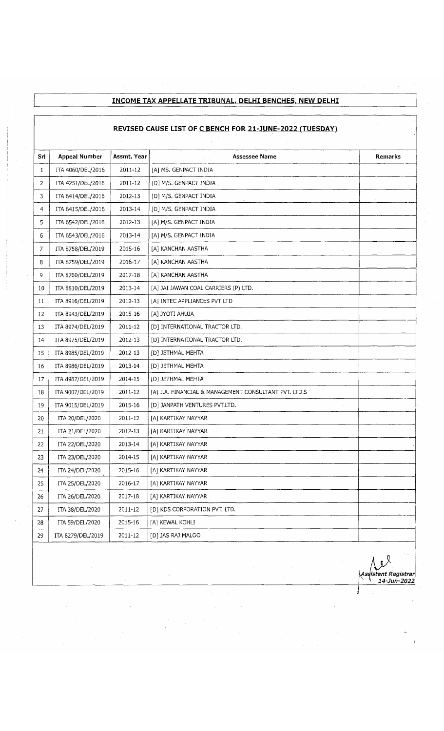## INCOME TAX APPELLATE TRIBUNAL, DELHI BENCHES, NEW DELHI

### REVISED CAUSE LIST OF C BENCH FOR 21-JUNE-2022 (TUESDAY)

| Srl | Appeal Number | Assmt. Year | Assessee Name | Remarks |
|---|---|---|---|---|
| 1 | ITA 4060/DEL/2016 | 2011-12 | [A] MS. GENPACT INDIA | |
| 2 | ITA 4251/DEL/2016 | 2011-12 | [D] M/S. GENPACT INDIA | |
| 3 | ITA 6414/DEL/2016 | 2012-13 | [D] M/S. GENPACT INDIA | |
| 4 | ITA 6415/DEL/2016 | 2013-14 | [D] M/S. GENPACT INDIA | |
| 5 | ITA 6542/DEL/2016 | 2012-13 | [A] M/S. GENPACT INDIA | |
| 6 | ITA 6543/DEL/2016 | 2013-14 | [A] M/S. GENPACT INDIA | |
| 7 | ITA 8758/DEL/2019 | 2015-16 | [A] KANCHAN AASTHA | |
| 8 | ITA 8759/DEL/2019 | 2016-17 | [A] KANCHAN AASTHA | |
| 9 | ITA 8760/DEL/2019 | 2017-18 | [A] KANCHAN AASTHA | |
| 10 | ITA 8810/DEL/2019 | 2013-14 | [A] JAI JAWAN COAL CARRIERS (P) LTD. | |
| 11 | ITA 8916/DEL/2019 | 2012-13 | [A] INTEC APPLIANCES PVT LTD | |
| 12 | ITA 8943/DEL/2019 | 2015-16 | [A] JYOTI AHUJA | |
| 13 | ITA 8974/DEL/2019 | 2011-12 | [D] INTERNATIONAL TRACTOR LTD. | |
| 14 | ITA 8975/DEL/2019 | 2012-13 | [D] INTERNATIONAL TRACTOR LTD. | |
| 15 | ITA 8985/DEL/2019 | 2012-13 | [D] JETHMAL MEHTA | |
| 16 | ITA 8986/DEL/2019 | 2013-14 | [D] JETHMAL MEHTA | |
| 17 | ITA 8987/DEL/2019 | 2014-15 | [D] JETHMAL MEHTA | |
| 18 | ITA 9007/DEL/2019 | 2011-12 | [A] J.A. FINANCIAL & MANAGEMENT CONSULTANT PVT. LTD.S | |
| 19 | ITA 9015/DEL/2019 | 2015-16 | [D] JANPATH VENTURES PVT.LTD. | |
| 20 | ITA 20/DEL/2020 | 2011-12 | [A] KARTIKAY NAYYAR | |
| 21 | ITA 21/DEL/2020 | 2012-13 | [A] KARTIKAY NAYYAR | |
| 22 | ITA 22/DEL/2020 | 2013-14 | [A] KARTIKAY NAYYAR | |
| 23 | ITA 23/DEL/2020 | 2014-15 | [A] KARTIKAY NAYYAR | |
| 24 | ITA 24/DEL/2020 | 2015-16 | [A] KARTIKAY NAYYAR | |
| 25 | ITA 25/DEL/2020 | 2016-17 | [A] KARTIKAY NAYYAR | |
| 26 | ITA 26/DEL/2020 | 2017-18 | [A] KARTIKAY NAYYAR | |
| 27 | ITA 38/DEL/2020 | 2011-12 | [D] KDS CORPORATION PVT. LTD. | |
| 28 | ITA 59/DEL/2020 | 2015-16 | [A] KEWAL KOHLI | |
| 29 | ITA 8279/DEL/2019 | 2011-12 | [D] JAS RAJ MALOO | |

*Assistant Registrar*
*14-Jun-2022*